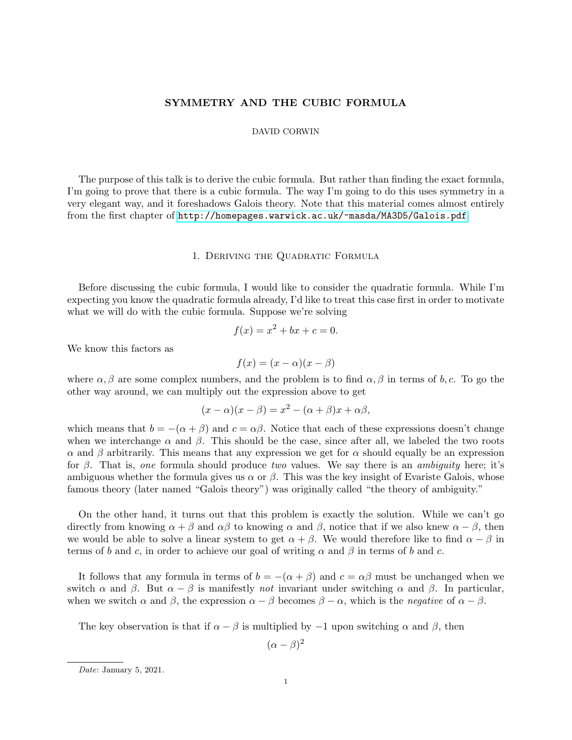# SYMMETRY AND THE CUBIC FORMULA

DAVID CORWIN

The purpose of this talk is to derive the cubic formula. But rather than finding the exact formula, I'm going to prove that there is a cubic formula. The way I'm going to do this uses symmetry in a very elegant way, and it foreshadows Galois theory. Note that this material comes almost entirely from the first chapter of http://homepages.warwick.ac.uk/~masda/MA3D5/Galois.pdf.

## 1. Deriving the Quadratic Formula

Before discussing the cubic formula, I would like to consider the quadratic formula. While I'm expecting you know the quadratic formula already, I'd like to treat this case first in order to motivate what we will do with the cubic formula. Suppose we're solving

$$f(x) = x^2 + bx + c = 0.$$

We know this factors as

$$f(x) = (x - \alpha)(x - \beta)$$

where $\alpha, \beta$ are some complex numbers, and the problem is to find $\alpha, \beta$ in terms of $b, c$. To go the other way around, we can multiply out the expression above to get

$$(x - \alpha)(x - \beta) = x^2 - (\alpha + \beta)x + \alpha\beta,$$

which means that $b = -(\alpha + \beta)$ and $c = \alpha\beta$. Notice that each of these expressions doesn't change when we interchange $\alpha$ and $\beta$. This should be the case, since after all, we labeled the two roots $\alpha$ and $\beta$ arbitrarily. This means that any expression we get for $\alpha$ should equally be an expression for $\beta$. That is, *one* formula should produce *two* values. We say there is an *ambiguity* here; it's ambiguous whether the formula gives us $\alpha$ or $\beta$. This was the key insight of Evariste Galois, whose famous theory (later named "Galois theory") was originally called "the theory of ambiguity."

On the other hand, it turns out that this problem is exactly the solution. While we can't go directly from knowing $\alpha + \beta$ and $\alpha\beta$ to knowing $\alpha$ and $\beta$, notice that if we also knew $\alpha - \beta$, then we would be able to solve a linear system to get $\alpha + \beta$. We would therefore like to find $\alpha - \beta$ in terms of $b$ and $c$, in order to achieve our goal of writing $\alpha$ and $\beta$ in terms of $b$ and $c$.

It follows that any formula in terms of $b = -(\alpha + \beta)$ and $c = \alpha\beta$ must be unchanged when we switch $\alpha$ and $\beta$. But $\alpha - \beta$ is manifestly *not* invariant under switching $\alpha$ and $\beta$. In particular, when we switch $\alpha$ and $\beta$, the expression $\alpha - \beta$ becomes $\beta - \alpha$, which is the *negative* of $\alpha - \beta$.

The key observation is that if $\alpha - \beta$ is multiplied by $-1$ upon switching $\alpha$ and $\beta$, then

$$(\alpha - \beta)^2$$

*Date*: January 5, 2021.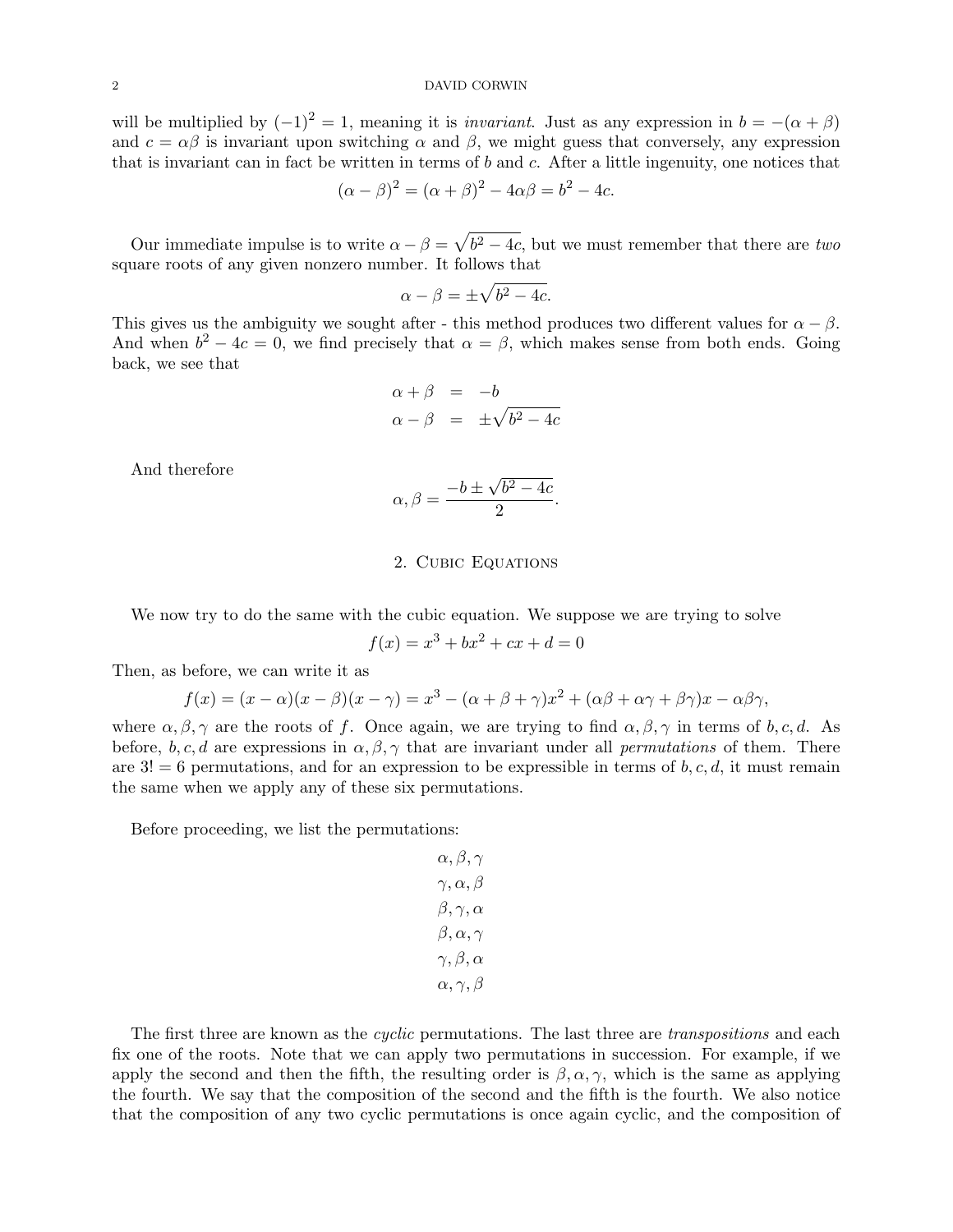will be multiplied by $(-1)^2 = 1$, meaning it is *invariant*. Just as any expression in $b = -(\alpha + \beta)$ and $c = \alpha\beta$ is invariant upon switching $\alpha$ and $\beta$, we might guess that conversely, any expression that is invariant can in fact be written in terms of $b$ and $c$. After a little ingenuity, one notices that

$$(\alpha - \beta)^2 = (\alpha + \beta)^2 - 4\alpha\beta = b^2 - 4c.$$

Our immediate impulse is to write $\alpha - \beta = \sqrt{b^2 - 4c}$, but we must remember that there are *two* square roots of any given nonzero number. It follows that

$$\alpha - \beta = \pm\sqrt{b^2 - 4c}.$$

This gives us the ambiguity we sought after - this method produces two different values for $\alpha - \beta$. And when $b^2 - 4c = 0$, we find precisely that $\alpha = \beta$, which makes sense from both ends. Going back, we see that

$$\begin{aligned} \alpha + \beta &= -b \\ \alpha - \beta &= \pm\sqrt{b^2 - 4c} \end{aligned}$$

And therefore

$$\alpha, \beta = \frac{-b \pm \sqrt{b^2 - 4c}}{2}.$$

## 2. Cubic Equations

We now try to do the same with the cubic equation. We suppose we are trying to solve

$$f(x) = x^3 + bx^2 + cx + d = 0$$

Then, as before, we can write it as

$$f(x) = (x - \alpha)(x - \beta)(x - \gamma) = x^3 - (\alpha + \beta + \gamma)x^2 + (\alpha\beta + \alpha\gamma + \beta\gamma)x - \alpha\beta\gamma,$$

where $\alpha, \beta, \gamma$ are the roots of $f$. Once again, we are trying to find $\alpha, \beta, \gamma$ in terms of $b, c, d$. As before, $b, c, d$ are expressions in $\alpha, \beta, \gamma$ that are invariant under all *permutations* of them. There are $3! = 6$ permutations, and for an expression to be expressible in terms of $b, c, d$, it must remain the same when we apply any of these six permutations.

Before proceeding, we list the permutations:

$$\begin{gathered} \alpha, \beta, \gamma \\ \gamma, \alpha, \beta \\ \beta, \gamma, \alpha \\ \beta, \alpha, \gamma \\ \gamma, \beta, \alpha \\ \alpha, \gamma, \beta \end{gathered}$$

The first three are known as the *cyclic* permutations. The last three are *transpositions* and each fix one of the roots. Note that we can apply two permutations in succession. For example, if we apply the second and then the fifth, the resulting order is $\beta, \alpha, \gamma$, which is the same as applying the fourth. We say that the composition of the second and the fifth is the fourth. We also notice that the composition of any two cyclic permutations is once again cyclic, and the composition of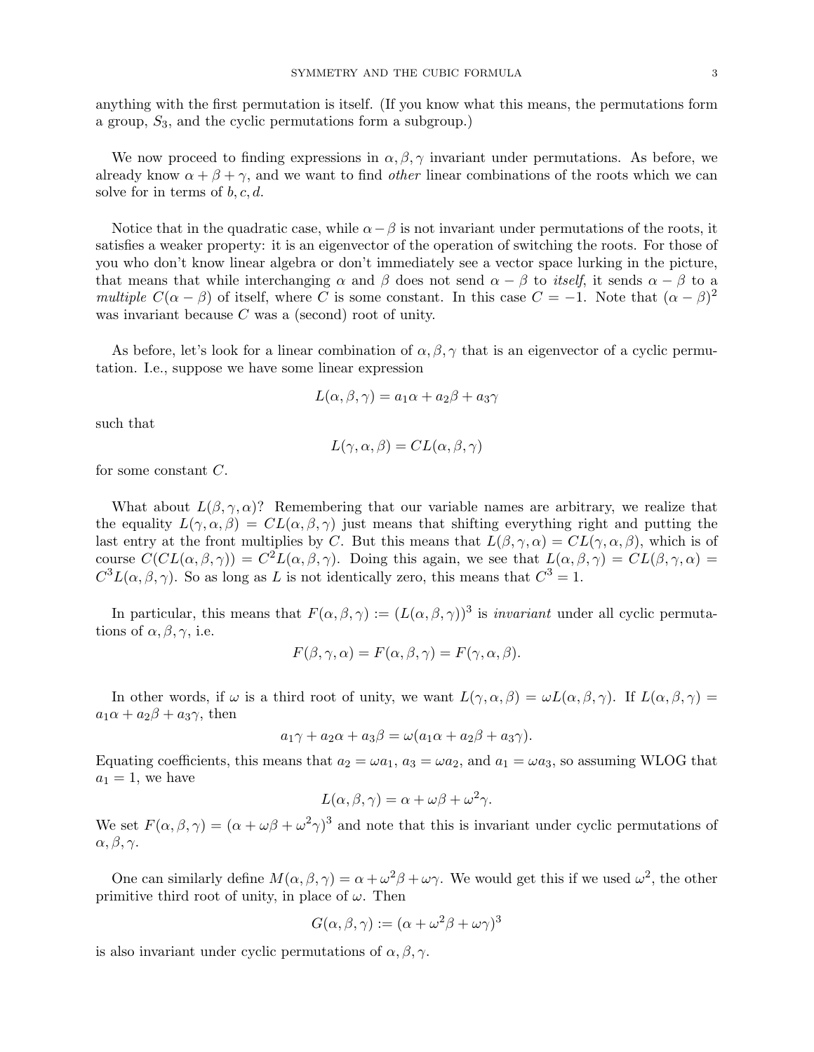anything with the first permutation is itself. (If you know what this means, the permutations form a group, $S_3$, and the cyclic permutations form a subgroup.)

We now proceed to finding expressions in $\alpha, \beta, \gamma$ invariant under permutations. As before, we already know $\alpha + \beta + \gamma$, and we want to find *other* linear combinations of the roots which we can solve for in terms of $b, c, d$.

Notice that in the quadratic case, while $\alpha - \beta$ is not invariant under permutations of the roots, it satisfies a weaker property: it is an eigenvector of the operation of switching the roots. For those of you who don't know linear algebra or don't immediately see a vector space lurking in the picture, that means that while interchanging $\alpha$ and $\beta$ does not send $\alpha - \beta$ to *itself*, it sends $\alpha - \beta$ to a *multiple* $C(\alpha - \beta)$ of itself, where $C$ is some constant. In this case $C = -1$. Note that $(\alpha - \beta)^2$ was invariant because $C$ was a (second) root of unity.

As before, let's look for a linear combination of $\alpha, \beta, \gamma$ that is an eigenvector of a cyclic permutation. I.e., suppose we have some linear expression

$$L(\alpha, \beta, \gamma) = a_1\alpha + a_2\beta + a_3\gamma$$

such that

$$L(\gamma, \alpha, \beta) = CL(\alpha, \beta, \gamma)$$

for some constant $C$.

What about $L(\beta, \gamma, \alpha)$? Remembering that our variable names are arbitrary, we realize that the equality $L(\gamma, \alpha, \beta) = CL(\alpha, \beta, \gamma)$ just means that shifting everything right and putting the last entry at the front multiplies by $C$. But this means that $L(\beta, \gamma, \alpha) = CL(\gamma, \alpha, \beta)$, which is of course $C(CL(\alpha, \beta, \gamma)) = C^2L(\alpha, \beta, \gamma)$. Doing this again, we see that $L(\alpha, \beta, \gamma) = CL(\beta, \gamma, \alpha) = C^3L(\alpha, \beta, \gamma)$. So as long as $L$ is not identically zero, this means that $C^3 = 1$.

In particular, this means that $F(\alpha, \beta, \gamma) := (L(\alpha, \beta, \gamma))^3$ is *invariant* under all cyclic permutations of $\alpha, \beta, \gamma$, i.e.

$$F(\beta, \gamma, \alpha) = F(\alpha, \beta, \gamma) = F(\gamma, \alpha, \beta).$$

In other words, if $\omega$ is a third root of unity, we want $L(\gamma, \alpha, \beta) = \omega L(\alpha, \beta, \gamma)$. If $L(\alpha, \beta, \gamma) = a_1\alpha + a_2\beta + a_3\gamma$, then

$$a_1\gamma + a_2\alpha + a_3\beta = \omega(a_1\alpha + a_2\beta + a_3\gamma).$$

Equating coefficients, this means that $a_2 = \omega a_1$, $a_3 = \omega a_2$, and $a_1 = \omega a_3$, so assuming WLOG that $a_1 = 1$, we have

$$L(\alpha, \beta, \gamma) = \alpha + \omega\beta + \omega^2\gamma.$$

We set $F(\alpha, \beta, \gamma) = (\alpha + \omega\beta + \omega^2\gamma)^3$ and note that this is invariant under cyclic permutations of $\alpha, \beta, \gamma$.

One can similarly define $M(\alpha, \beta, \gamma) = \alpha + \omega^2\beta + \omega\gamma$. We would get this if we used $\omega^2$, the other primitive third root of unity, in place of $\omega$. Then

$$G(\alpha, \beta, \gamma) := (\alpha + \omega^2\beta + \omega\gamma)^3$$

is also invariant under cyclic permutations of $\alpha, \beta, \gamma$.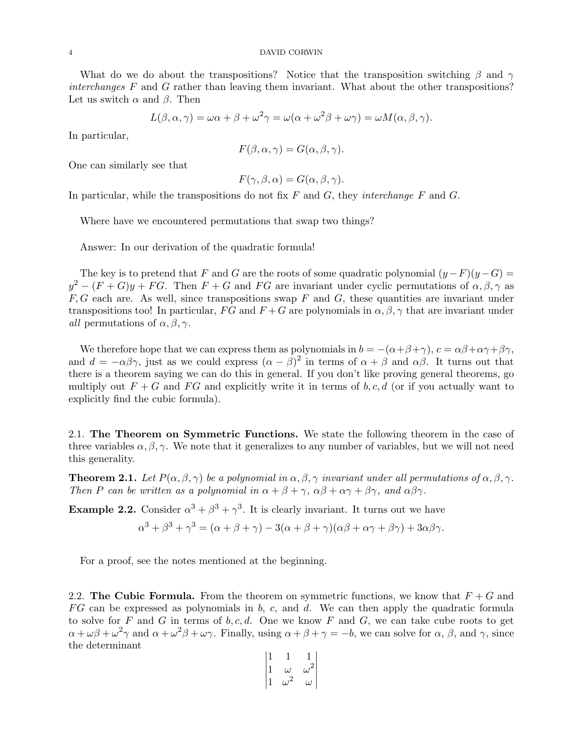What do we do about the transpositions? Notice that the transposition switching $\beta$ and $\gamma$ *interchanges* $F$ and $G$ rather than leaving them invariant. What about the other transpositions? Let us switch $\alpha$ and $\beta$. Then

$$L(\beta, \alpha, \gamma) = \omega\alpha + \beta + \omega^2\gamma = \omega(\alpha + \omega^2\beta + \omega\gamma) = \omega M(\alpha, \beta, \gamma).$$

In particular,

$$F(\beta, \alpha, \gamma) = G(\alpha, \beta, \gamma).$$

One can similarly see that

$$F(\gamma, \beta, \alpha) = G(\alpha, \beta, \gamma).$$

In particular, while the transpositions do not fix $F$ and $G$, they *interchange* $F$ and $G$.

Where have we encountered permutations that swap two things?

Answer: In our derivation of the quadratic formula!

The key is to pretend that $F$ and $G$ are the roots of some quadratic polynomial $(y-F)(y-G) = y^2 - (F+G)y + FG$. Then $F+G$ and $FG$ are invariant under cyclic permutations of $\alpha, \beta, \gamma$ as $F, G$ each are. As well, since transpositions swap $F$ and $G$, these quantities are invariant under transpositions too! In particular, $FG$ and $F+G$ are polynomials in $\alpha, \beta, \gamma$ that are invariant under *all* permutations of $\alpha, \beta, \gamma$.

We therefore hope that we can express them as polynomials in $b = -(\alpha+\beta+\gamma)$, $c = \alpha\beta+\alpha\gamma+\beta\gamma$, and $d = -\alpha\beta\gamma$, just as we could express $(\alpha-\beta)^2$ in terms of $\alpha+\beta$ and $\alpha\beta$. It turns out that there is a theorem saying we can do this in general. If you don't like proving general theorems, go multiply out $F+G$ and $FG$ and explicitly write it in terms of $b, c, d$ (or if you actually want to explicitly find the cubic formula).

### 2.1. The Theorem on Symmetric Functions.

We state the following theorem in the case of three variables $\alpha, \beta, \gamma$. We note that it generalizes to any number of variables, but we will not need this generality.

**Theorem 2.1.** *Let $P(\alpha, \beta, \gamma)$ be a polynomial in $\alpha, \beta, \gamma$ invariant under all permutations of $\alpha, \beta, \gamma$. Then $P$ can be written as a polynomial in $\alpha+\beta+\gamma$, $\alpha\beta+\alpha\gamma+\beta\gamma$, and $\alpha\beta\gamma$.*

**Example 2.2.** Consider $\alpha^3 + \beta^3 + \gamma^3$. It is clearly invariant. It turns out we have

$$\alpha^3 + \beta^3 + \gamma^3 = (\alpha+\beta+\gamma) - 3(\alpha+\beta+\gamma)(\alpha\beta+\alpha\gamma+\beta\gamma) + 3\alpha\beta\gamma.$$

For a proof, see the notes mentioned at the beginning.

### 2.2. The Cubic Formula.

From the theorem on symmetric functions, we know that $F+G$ and $FG$ can be expressed as polynomials in $b$, $c$, and $d$. We can then apply the quadratic formula to solve for $F$ and $G$ in terms of $b, c, d$. One we know $F$ and $G$, we can take cube roots to get $\alpha + \omega\beta + \omega^2\gamma$ and $\alpha + \omega^2\beta + \omega\gamma$. Finally, using $\alpha+\beta+\gamma = -b$, we can solve for $\alpha$, $\beta$, and $\gamma$, since the determinant

$$\begin{vmatrix} 1 & 1 & 1 \\ 1 & \omega & \omega^2 \\ 1 & \omega^2 & \omega \end{vmatrix}$$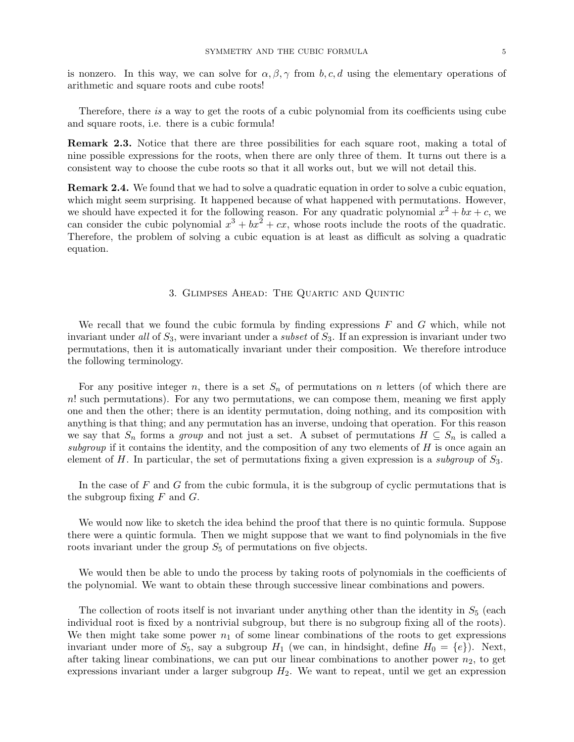is nonzero. In this way, we can solve for $\alpha, \beta, \gamma$ from $b, c, d$ using the elementary operations of arithmetic and square roots and cube roots!

Therefore, there *is* a way to get the roots of a cubic polynomial from its coefficients using cube and square roots, i.e. there is a cubic formula!

**Remark 2.3.** Notice that there are three possibilities for each square root, making a total of nine possible expressions for the roots, when there are only three of them. It turns out there is a consistent way to choose the cube roots so that it all works out, but we will not detail this.

**Remark 2.4.** We found that we had to solve a quadratic equation in order to solve a cubic equation, which might seem surprising. It happened because of what happened with permutations. However, we should have expected it for the following reason. For any quadratic polynomial $x^2 + bx + c$, we can consider the cubic polynomial $x^3 + bx^2 + cx$, whose roots include the roots of the quadratic. Therefore, the problem of solving a cubic equation is at least as difficult as solving a quadratic equation.

## 3. Glimpses Ahead: The Quartic and Quintic

We recall that we found the cubic formula by finding expressions $F$ and $G$ which, while not invariant under *all* of $S_3$, were invariant under a *subset* of $S_3$. If an expression is invariant under two permutations, then it is automatically invariant under their composition. We therefore introduce the following terminology.

For any positive integer $n$, there is a set $S_n$ of permutations on $n$ letters (of which there are $n!$ such permutations). For any two permutations, we can compose them, meaning we first apply one and then the other; there is an identity permutation, doing nothing, and its composition with anything is that thing; and any permutation has an inverse, undoing that operation. For this reason we say that $S_n$ forms a *group* and not just a set. A subset of permutations $H \subseteq S_n$ is called a *subgroup* if it contains the identity, and the composition of any two elements of $H$ is once again an element of $H$. In particular, the set of permutations fixing a given expression is a *subgroup* of $S_3$.

In the case of $F$ and $G$ from the cubic formula, it is the subgroup of cyclic permutations that is the subgroup fixing $F$ and $G$.

We would now like to sketch the idea behind the proof that there is no quintic formula. Suppose there were a quintic formula. Then we might suppose that we want to find polynomials in the five roots invariant under the group $S_5$ of permutations on five objects.

We would then be able to undo the process by taking roots of polynomials in the coefficients of the polynomial. We want to obtain these through successive linear combinations and powers.

The collection of roots itself is not invariant under anything other than the identity in $S_5$ (each individual root is fixed by a nontrivial subgroup, but there is no subgroup fixing all of the roots). We then might take some power $n_1$ of some linear combinations of the roots to get expressions invariant under more of $S_5$, say a subgroup $H_1$ (we can, in hindsight, define $H_0 = \{e\}$). Next, after taking linear combinations, we can put our linear combinations to another power $n_2$, to get expressions invariant under a larger subgroup $H_2$. We want to repeat, until we get an expression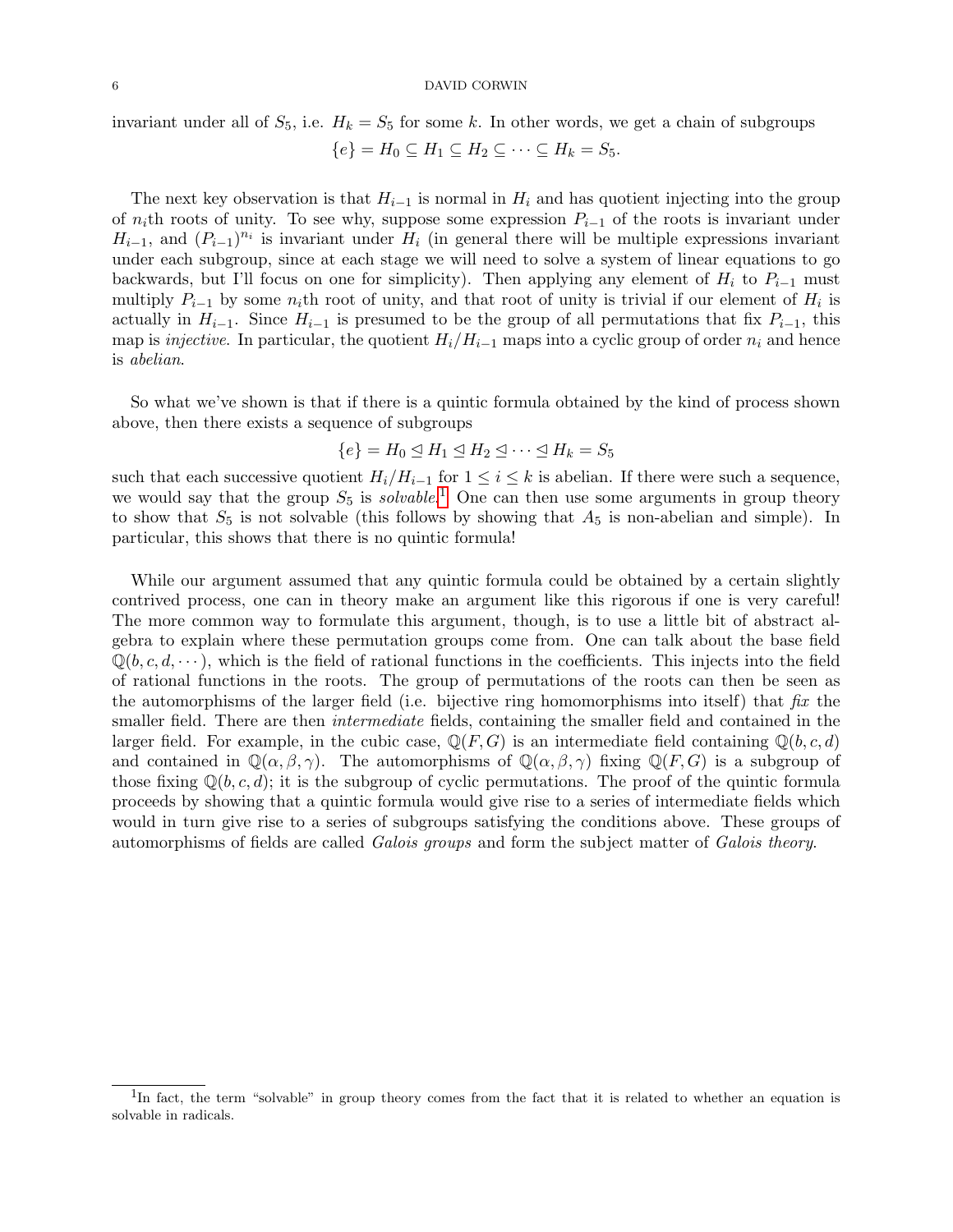invariant under all of $S_5$, i.e. $H_k = S_5$ for some $k$. In other words, we get a chain of subgroups

$$\{e\} = H_0 \subseteq H_1 \subseteq H_2 \subseteq \cdots \subseteq H_k = S_5.$$

The next key observation is that $H_{i-1}$ is normal in $H_i$ and has quotient injecting into the group of $n_i$th roots of unity. To see why, suppose some expression $P_{i-1}$ of the roots is invariant under $H_{i-1}$, and $(P_{i-1})^{n_i}$ is invariant under $H_i$ (in general there will be multiple expressions invariant under each subgroup, since at each stage we will need to solve a system of linear equations to go backwards, but I'll focus on one for simplicity). Then applying any element of $H_i$ to $P_{i-1}$ must multiply $P_{i-1}$ by some $n_i$th root of unity, and that root of unity is trivial if our element of $H_i$ is actually in $H_{i-1}$. Since $H_{i-1}$ is presumed to be the group of all permutations that fix $P_{i-1}$, this map is *injective*. In particular, the quotient $H_i/H_{i-1}$ maps into a cyclic group of order $n_i$ and hence is *abelian*.

So what we've shown is that if there is a quintic formula obtained by the kind of process shown above, then there exists a sequence of subgroups

$$\{e\} = H_0 \trianglelefteq H_1 \trianglelefteq H_2 \trianglelefteq \cdots \trianglelefteq H_k = S_5$$

such that each successive quotient $H_i/H_{i-1}$ for $1 \leq i \leq k$ is abelian. If there were such a sequence, we would say that the group $S_5$ is *solvable*.[1] One can then use some arguments in group theory to show that $S_5$ is not solvable (this follows by showing that $A_5$ is non-abelian and simple). In particular, this shows that there is no quintic formula!

While our argument assumed that any quintic formula could be obtained by a certain slightly contrived process, one can in theory make an argument like this rigorous if one is very careful! The more common way to formulate this argument, though, is to use a little bit of abstract algebra to explain where these permutation groups come from. One can talk about the base field $\mathbb{Q}(b, c, d, \cdots)$, which is the field of rational functions in the coefficients. This injects into the field of rational functions in the roots. The group of permutations of the roots can then be seen as the automorphisms of the larger field (i.e. bijective ring homomorphisms into itself) that *fix* the smaller field. There are then *intermediate* fields, containing the smaller field and contained in the larger field. For example, in the cubic case, $\mathbb{Q}(F, G)$ is an intermediate field containing $\mathbb{Q}(b, c, d)$ and contained in $\mathbb{Q}(\alpha, \beta, \gamma)$. The automorphisms of $\mathbb{Q}(\alpha, \beta, \gamma)$ fixing $\mathbb{Q}(F, G)$ is a subgroup of those fixing $\mathbb{Q}(b, c, d)$; it is the subgroup of cyclic permutations. The proof of the quintic formula proceeds by showing that a quintic formula would give rise to a series of intermediate fields which would in turn give rise to a series of subgroups satisfying the conditions above. These groups of automorphisms of fields are called *Galois groups* and form the subject matter of *Galois theory*.

[1] In fact, the term "solvable" in group theory comes from the fact that it is related to whether an equation is solvable in radicals.